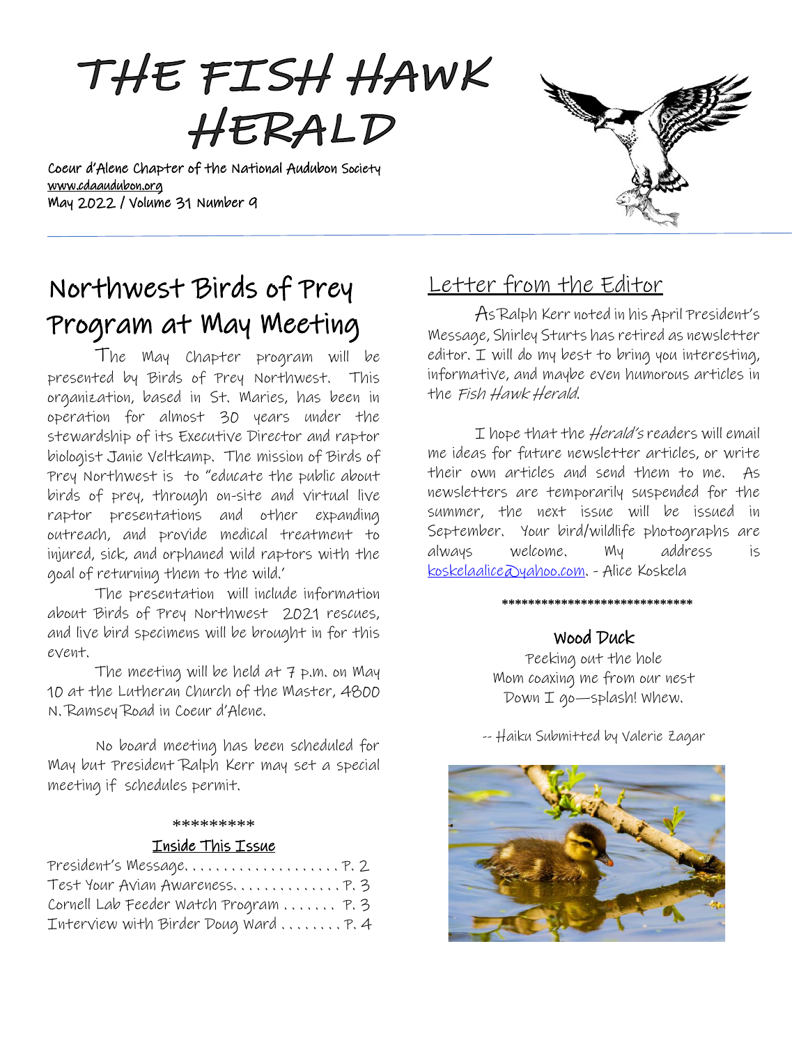# THE FISH HAWK HERALD

Coeur d'Alene Chapter of the National Audubon Society
www.cdaaudubon.org
May 2022 / Volume 31 Number 9

## Northwest Birds of Prey Program at May Meeting

The May Chapter program will be presented by Birds of Prey Northwest. This organization, based in St. Maries, has been in operation for almost 30 years under the stewardship of its Executive Director and raptor biologist Janie Veltkamp. The mission of Birds of Prey Northwest is to "educate the public about birds of prey, through on-site and virtual live raptor presentations and other expanding outreach, and provide medical treatment to injured, sick, and orphaned wild raptors with the goal of returning them to the wild.'

The presentation will include information about Birds of Prey Northwest 2021 rescues, and live bird specimens will be brought in for this event.

The meeting will be held at 7 p.m. on May 10 at the Lutheran Church of the Master, 4800 N. Ramsey Road in Coeur d'Alene.

No board meeting has been scheduled for May but President Ralph Kerr may set a special meeting if schedules permit.

*********

### Inside This Issue

President's Message. . . . . . . . . . . . . . . . . . . . P. 2
Test Your Avian Awareness. . . . . . . . . . . . . . P. 3
Cornell Lab Feeder Watch Program . . . . . . . P. 3
Interview with Birder Doug Ward . . . . . . . . P. 4

## Letter from the Editor

As Ralph Kerr noted in his April President's Message, Shirley Sturts has retired as newsletter editor. I will do my best to bring you interesting, informative, and maybe even humorous articles in the *Fish Hawk Herald*.

I hope that the *Herald's* readers will email me ideas for future newsletter articles, or write their own articles and send them to me. As newsletters are temporarily suspended for the summer, the next issue will be issued in September. Your bird/wildlife photographs are always welcome. My address is koskelaalice@yahoo.com. - Alice Koskela

*****************************

### Wood Duck

Peeking out the hole
Mom coaxing me from our nest
Down I go—splash! Whew.

-- Haiku Submitted by Valerie Zagar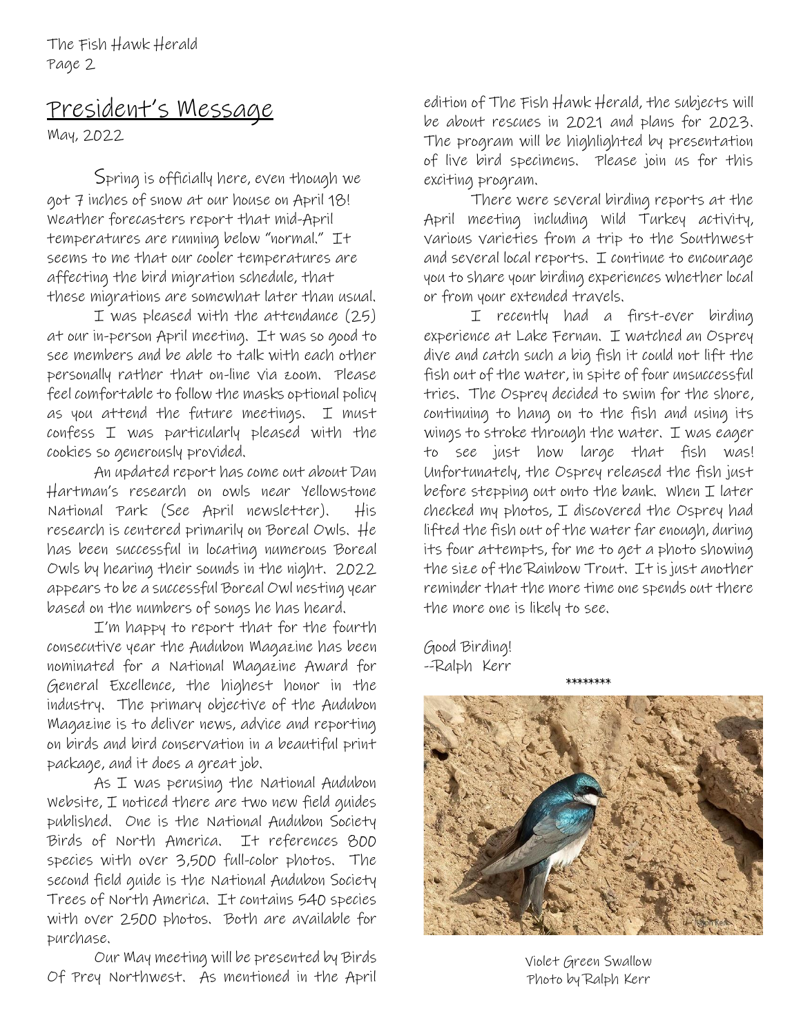## President's Message

May, 2022

Spring is officially here, even though we got 7 inches of snow at our house on April 18! Weather forecasters report that mid-April temperatures are running below "normal." It seems to me that our cooler temperatures are affecting the bird migration schedule, that these migrations are somewhat later than usual.

I was pleased with the attendance (25) at our in-person April meeting. It was so good to see members and be able to talk with each other personally rather that on-line via zoom. Please feel comfortable to follow the masks optional policy as you attend the future meetings. I must confess I was particularly pleased with the cookies so generously provided.

An updated report has come out about Dan Hartman's research on owls near Yellowstone National Park (See April newsletter). His research is centered primarily on Boreal Owls. He has been successful in locating numerous Boreal Owls by hearing their sounds in the night. 2022 appears to be a successful Boreal Owl nesting year based on the numbers of songs he has heard.

I'm happy to report that for the fourth consecutive year the Audubon Magazine has been nominated for a National Magazine Award for General Excellence, the highest honor in the industry. The primary objective of the Audubon Magazine is to deliver news, advice and reporting on birds and bird conservation in a beautiful print package, and it does a great job.

As I was perusing the National Audubon Website, I noticed there are two new field guides published. One is the National Audubon Society Birds of North America. It references 800 species with over 3,500 full-color photos. The second field guide is the National Audubon Society Trees of North America. It contains 540 species with over 2500 photos. Both are available for purchase.

Our May meeting will be presented by Birds Of Prey Northwest. As mentioned in the April edition of The Fish Hawk Herald, the subjects will be about rescues in 2021 and plans for 2023. The program will be highlighted by presentation of live bird specimens. Please join us for this exciting program.

There were several birding reports at the April meeting including Wild Turkey activity, various varieties from a trip to the Southwest and several local reports. I continue to encourage you to share your birding experiences whether local or from your extended travels.

I recently had a first-ever birding experience at Lake Fernan. I watched an Osprey dive and catch such a big fish it could not lift the fish out of the water, in spite of four unsuccessful tries. The Osprey decided to swim for the shore, continuing to hang on to the fish and using its wings to stroke through the water. I was eager to see just how large that fish was! Unfortunately, the Osprey released the fish just before stepping out onto the bank. When I later checked my photos, I discovered the Osprey had lifted the fish out of the water far enough, during its four attempts, for me to get a photo showing the size of the Rainbow Trout. It is just another reminder that the more time one spends out there the more one is likely to see.

Good Birding!
--Ralph Kerr

*******

Violet Green Swallow
Photo by Ralph Kerr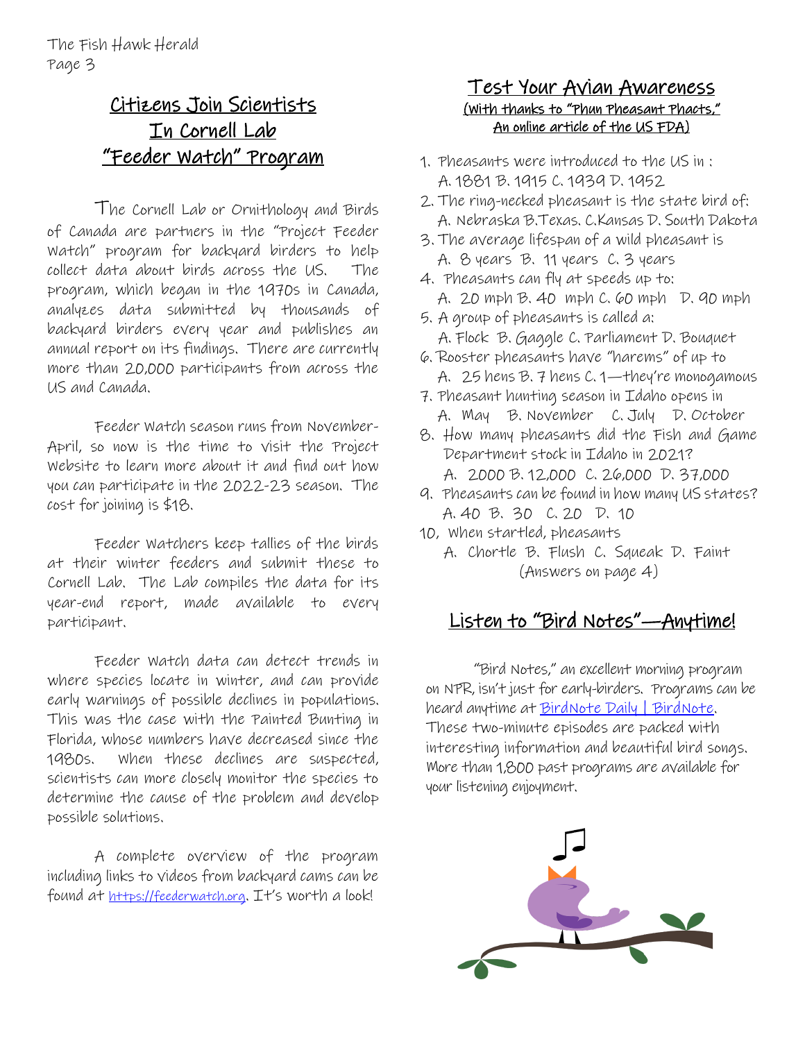## Citizens Join Scientists In Cornell Lab "Feeder Watch" Program

The Cornell Lab or Ornithology and Birds of Canada are partners in the "Project Feeder Watch" program for backyard birders to help collect data about birds across the US. The program, which began in the 1970s in Canada, analyzes data submitted by thousands of backyard birders every year and publishes an annual report on its findings. There are currently more than 20,000 participants from across the US and Canada.

Feeder Watch season runs from November-April, so now is the time to visit the Project Website to learn more about it and find out how you can participate in the 2022-23 season. The cost for joining is $18.

Feeder Watchers keep tallies of the birds at their winter feeders and submit these to Cornell Lab. The Lab compiles the data for its year-end report, made available to every participant.

Feeder Watch data can detect trends in where species locate in winter, and can provide early warnings of possible declines in populations. This was the case with the Painted Bunting in Florida, whose numbers have decreased since the 1980s. When these declines are suspected, scientists can more closely monitor the species to determine the cause of the problem and develop possible solutions.

A complete overview of the program including links to videos from backyard cams can be found at https://feederwatch.org. It's worth a look!

## Test Your Avian Awareness

(With thanks to "Phun Pheasant Phacts," An online article of the US FDA)

1. Pheasants were introduced to the US in :
   A. 1881 B. 1915 C. 1939 D. 1952
2. The ring-necked pheasant is the state bird of:
   A. Nebraska B. Texas. C. Kansas D. South Dakota
3. The average lifespan of a wild pheasant is
   A. 8 years B. 11 years C. 3 years
4. Pheasants can fly at speeds up to:
   A. 20 mph B. 40 mph C. 60 mph D. 90 mph
5. A group of pheasants is called a:
   A. Flock B. Gaggle C. Parliament D. Bouquet
6. Rooster pheasants have "harems" of up to
   A. 25 hens B. 7 hens C. 1—they're monogamous
7. Pheasant hunting season in Idaho opens in
   A. May B. November C. July D. October
8. How many pheasants did the Fish and Game Department stock in Idaho in 2021?
   A. 2000 B. 12,000 C. 26,000 D. 37,000
9. Pheasants can be found in how many US states?
   A. 40 B. 30 C. 20 D. 10
10. When startled, pheasants
    A. Chortle B. Flush C. Squeak D. Faint

(Answers on page 4)

## Listen to "Bird Notes"—Anytime!

"Bird Notes," an excellent morning program on NPR, isn't just for early-birders. Programs can be heard anytime at BirdNote Daily | BirdNote. These two-minute episodes are packed with interesting information and beautiful bird songs. More than 1,800 past programs are available for your listening enjoyment.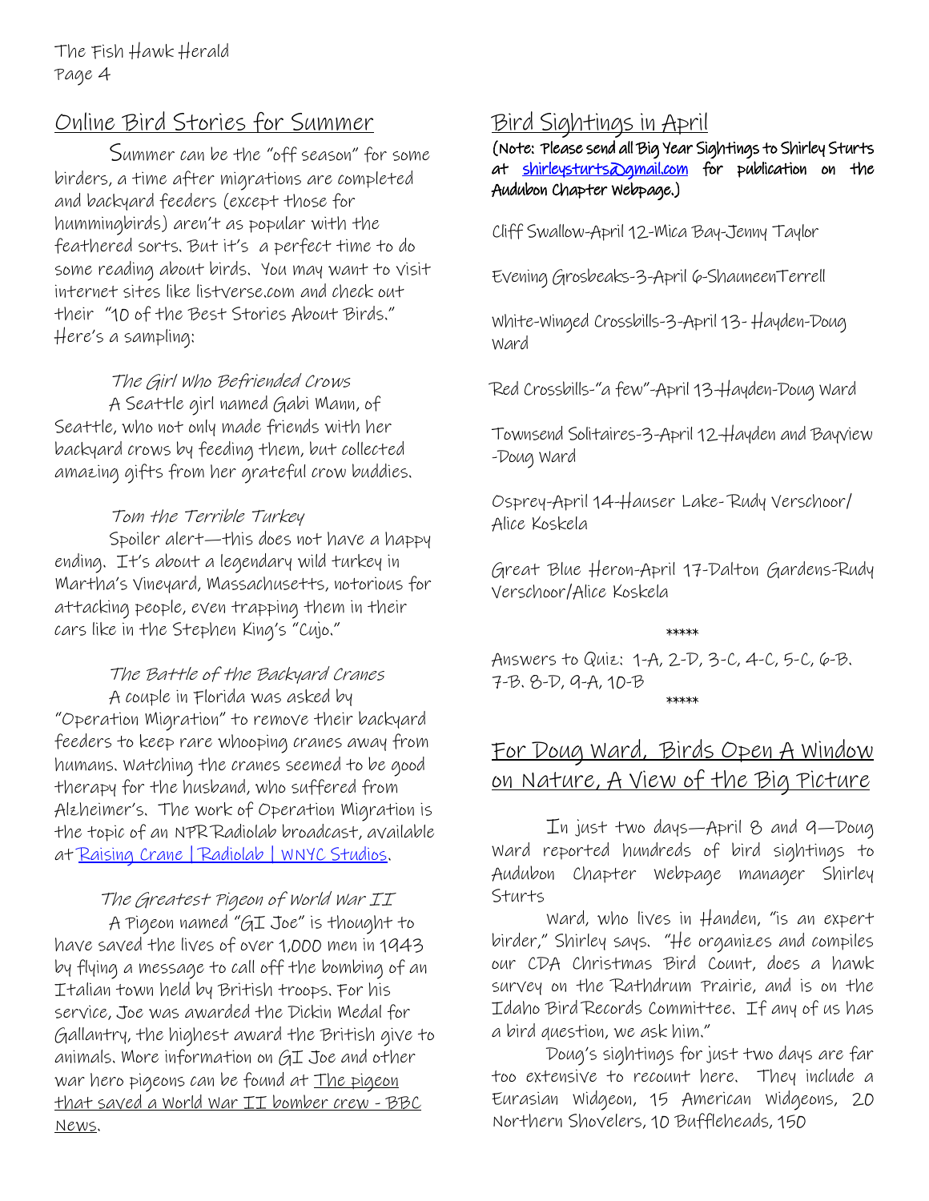## Online Bird Stories for Summer

Summer can be the "off season" for some birders, a time after migrations are completed and backyard feeders (except those for hummingbirds) aren't as popular with the feathered sorts. But it's a perfect time to do some reading about birds. You may want to visit internet sites like listverse.com and check out their "10 of the Best Stories About Birds." Here's a sampling:

*The Girl Who Befriended Crows*

A Seattle girl named Gabi Mann, of Seattle, who not only made friends with her backyard crows by feeding them, but collected amazing gifts from her grateful crow buddies.

*Tom the Terrible Turkey*

Spoiler alert—this does not have a happy ending. It's about a legendary wild turkey in Martha's Vineyard, Massachusetts, notorious for attacking people, even trapping them in their cars like in the Stephen King's "Cujo."

*The Battle of the Backyard Cranes*

A couple in Florida was asked by "Operation Migration" to remove their backyard feeders to keep rare whooping cranes away from humans. Watching the cranes seemed to be good therapy for the husband, who suffered from Alzheimer's. The work of Operation Migration is the topic of an NPR Radiolab broadcast, available at Raising Crane | Radiolab | WNYC Studios.

*The Greatest Pigeon of World War II*

A Pigeon named "GI Joe" is thought to have saved the lives of over 1,000 men in 1943 by flying a message to call off the bombing of an Italian town held by British troops. For his service, Joe was awarded the Dickin Medal for Gallantry, the highest award the British give to animals. More information on GI Joe and other war hero pigeons can be found at The pigeon that saved a World War II bomber crew - BBC News.

## Bird Sightings in April

**(Note: Please send all Big Year Sightings to Shirley Sturts at shirleysturts@gmail.com for publication on the Audubon Chapter webpage.)**

Cliff Swallow-April 12-Mica Bay-Jenny Taylor

Evening Grosbeaks-3-April 6-ShauneenTerrell

White-Winged Crossbills-3-April 13- Hayden-Doug Ward

Red Crossbills-"a few"-April 13-Hayden-Doug Ward

Townsend Solitaires-3-April 12-Hayden and Bayview -Doug Ward

Osprey-April 14-Hauser Lake- Rudy Verschoor/ Alice Koskela

Great Blue Heron-April 17-Dalton Gardens-Rudy Verschoor/Alice Koskela

\*\*\*\*\*

Answers to Quiz: 1-A, 2-D, 3-C, 4-C, 5-C, 6-B. 7-B. 8-D, 9-A, 10-B

\*\*\*\*\*

## For Doug Ward, Birds Open A Window on Nature, A View of the Big Picture

In just two days—April 8 and 9—Doug Ward reported hundreds of bird sightings to Audubon Chapter webpage manager Shirley Sturts

Ward, who lives in Handen, "is an expert birder," Shirley says. "He organizes and compiles our CDA Christmas Bird Count, does a hawk survey on the Rathdrum Prairie, and is on the Idaho Bird Records Committee. If any of us has a bird question, we ask him."

Doug's sightings for just two days are far too extensive to recount here. They include a Eurasian Widgeon, 15 American Widgeons, 20 Northern Shovelers, 10 Buffleheads, 150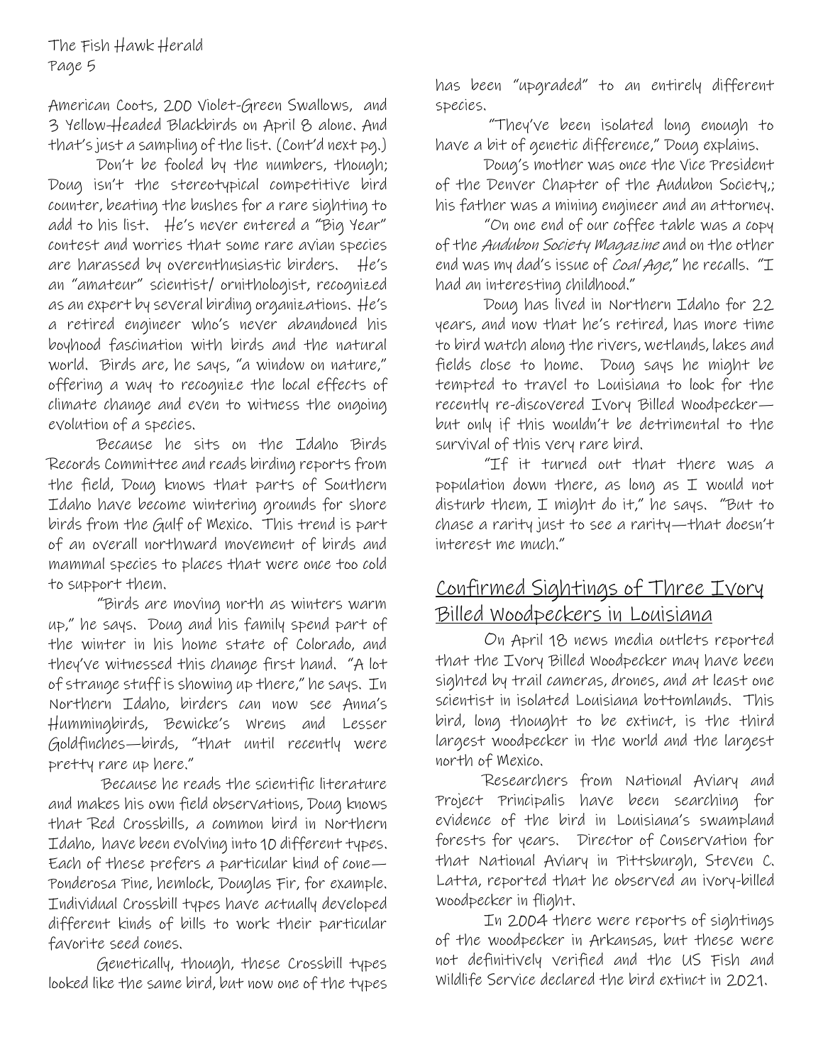American Coots, 200 Violet-Green Swallows, and 3 Yellow-Headed Blackbirds on April 8 alone. And that's just a sampling of the list. (Cont'd next pg.)

Don't be fooled by the numbers, though; Doug isn't the stereotypical competitive bird counter, beating the bushes for a rare sighting to add to his list. He's never entered a "Big Year" contest and worries that some rare avian species are harassed by overenthusiastic birders. He's an "amateur" scientist/ ornithologist, recognized as an expert by several birding organizations. He's a retired engineer who's never abandoned his boyhood fascination with birds and the natural world. Birds are, he says, "a window on nature," offering a way to recognize the local effects of climate change and even to witness the ongoing evolution of a species.

Because he sits on the Idaho Birds Records Committee and reads birding reports from the field, Doug knows that parts of Southern Idaho have become wintering grounds for shore birds from the Gulf of Mexico. This trend is part of an overall northward movement of birds and mammal species to places that were once too cold to support them.

"Birds are moving north as winters warm up," he says. Doug and his family spend part of the winter in his home state of Colorado, and they've witnessed this change first hand. "A lot of strange stuff is showing up there," he says. In Northern Idaho, birders can now see Anna's Hummingbirds, Bewicke's Wrens and Lesser Goldfinches—birds, "that until recently were pretty rare up here."

Because he reads the scientific literature and makes his own field observations, Doug knows that Red Crossbills, a common bird in Northern Idaho, have been evolving into 10 different types. Each of these prefers a particular kind of cone—Ponderosa Pine, hemlock, Douglas Fir, for example. Individual Crossbill types have actually developed different kinds of bills to work their particular favorite seed cones.

Genetically, though, these Crossbill types looked like the same bird, but now one of the types has been "upgraded" to an entirely different species.

"They've been isolated long enough to have a bit of genetic difference," Doug explains.

Doug's mother was once the Vice President of the Denver Chapter of the Audubon Society,; his father was a mining engineer and an attorney.

"On one end of our coffee table was a copy of the *Audubon Society Magazine* and on the other end was my dad's issue of *Coal Age*," he recalls. "I had an interesting childhood."

Doug has lived in Northern Idaho for 22 years, and now that he's retired, has more time to bird watch along the rivers, wetlands, lakes and fields close to home. Doug says he might be tempted to travel to Louisiana to look for the recently re-discovered Ivory Billed Woodpecker—but only if this wouldn't be detrimental to the survival of this very rare bird.

"If it turned out that there was a population down there, as long as I would not disturb them, I might do it," he says. "But to chase a rarity just to see a rarity—that doesn't interest me much."

## Confirmed Sightings of Three Ivory Billed Woodpeckers in Louisiana

On April 18 news media outlets reported that the Ivory Billed Woodpecker may have been sighted by trail cameras, drones, and at least one scientist in isolated Louisiana bottomlands. This bird, long thought to be extinct, is the third largest woodpecker in the world and the largest north of Mexico.

Researchers from National Aviary and Project Principalis have been searching for evidence of the bird in Louisiana's swampland forests for years. Director of Conservation for that National Aviary in Pittsburgh, Steven C. Latta, reported that he observed an ivory-billed woodpecker in flight.

In 2004 there were reports of sightings of the woodpecker in Arkansas, but these were not definitively verified and the US Fish and Wildlife Service declared the bird extinct in 2021.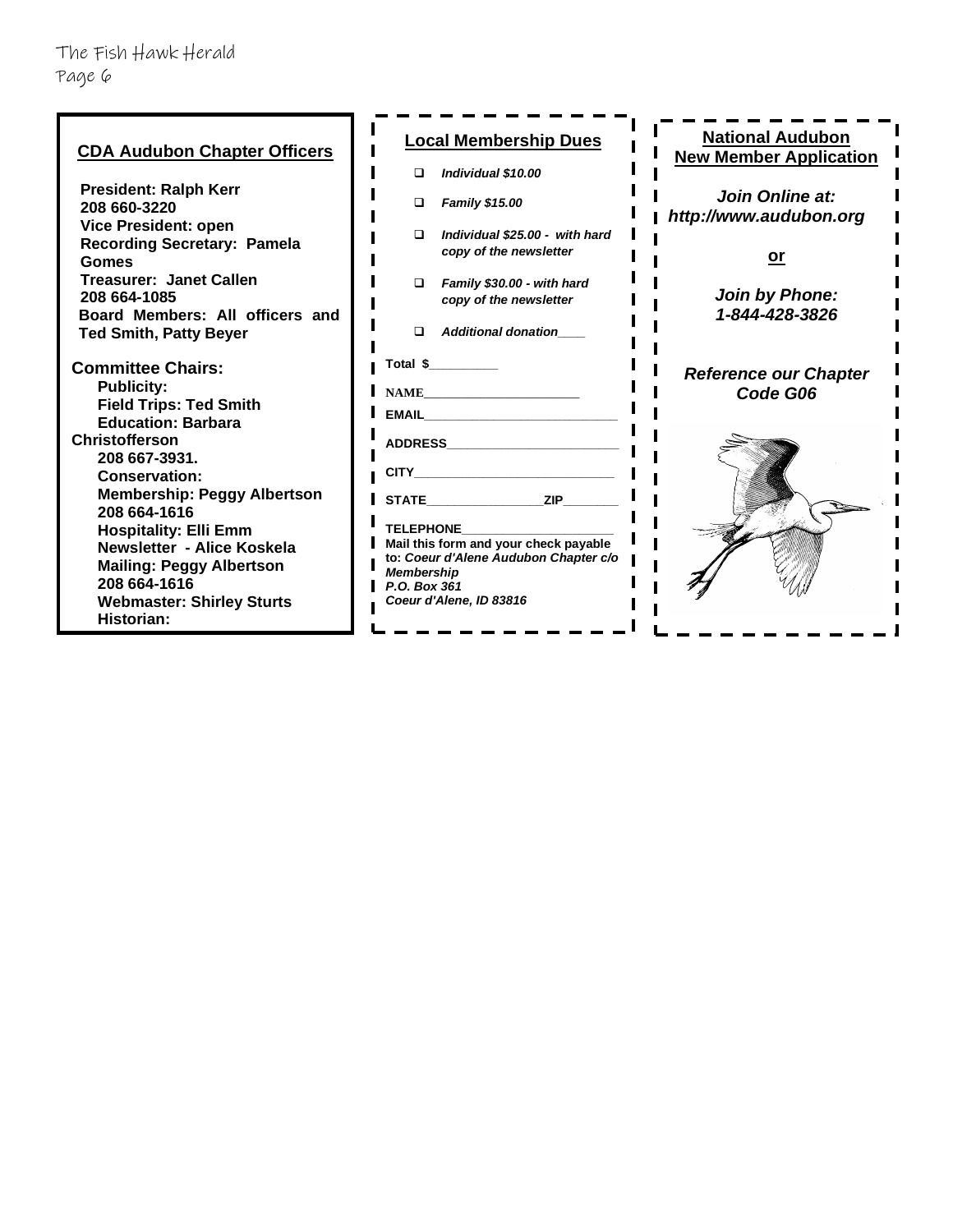## CDA Audubon Chapter Officers

**President: Ralph Kerr**
**208 660-3220**
**Vice President: open**
**Recording Secretary: Pamela Gomes**
**Treasurer: Janet Callen**
**208 664-1085**
**Board Members: All officers and Ted Smith, Patty Beyer**

### Committee Chairs:

**Publicity:**
**Field Trips: Ted Smith**
**Education: Barbara Christofferson**
**208 667-3931.**
**Conservation:**
**Membership: Peggy Albertson**
**208 664-1616**
**Hospitality: Elli Emm**
**Newsletter - Alice Koskela**
**Mailing: Peggy Albertson**
**208 664-1616**
**Webmaster: Shirley Sturts**
**Historian:**

## Local Membership Dues

- ❑ *Individual $10.00*
- ❑ *Family $15.00*
- ❑ *Individual $25.00 - with hard copy of the newsletter*
- ❑ *Family $30.00 - with hard copy of the newsletter*
- ❑ *Additional donation____*

**Total $__________**

**NAME________________________**

**EMAIL____________________________**

**ADDRESS_________________________**

**CITY_____________________________**

**STATE_________________ZIP________**

**TELEPHONE______________________**

**Mail this form and your check payable to:** ***Coeur d'Alene Audubon Chapter c/o Membership***
***P.O. Box 361***
***Coeur d'Alene, ID 83816***

## National Audubon New Member Application

***Join Online at:***
***http://www.audubon.org***

**or**

***Join by Phone:***
***1-844-428-3826***

***Reference our Chapter Code G06***